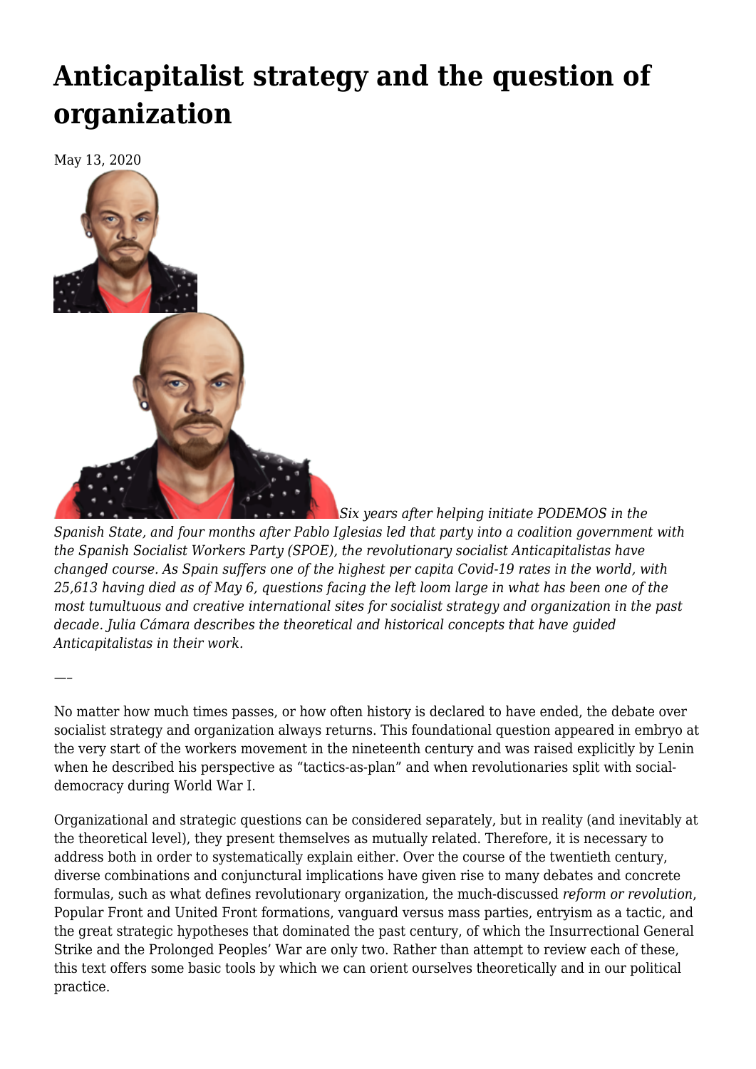# Anticapitalist strategy and the question of organization

May 13, 2020

*Six years after helping initiate PODEMOS in the Spanish State, and four months after Pablo Iglesias led that party into a coalition government with the Spanish Socialist Workers Party (SPOE), the revolutionary socialist Anticapitalistas have changed course. As Spain suffers one of the highest per capita Covid-19 rates in the world, with 25,613 having died as of May 6, questions facing the left loom large in what has been one of the most tumultuous and creative international sites for socialist strategy and organization in the past decade. Julia Cámara describes the theoretical and historical concepts that have guided Anticapitalistas in their work.*

—–

No matter how much times passes, or how often history is declared to have ended, the debate over socialist strategy and organization always returns. This foundational question appeared in embryo at the very start of the workers movement in the nineteenth century and was raised explicitly by Lenin when he described his perspective as "tactics-as-plan" and when revolutionaries split with social-democracy during World War I.

Organizational and strategic questions can be considered separately, but in reality (and inevitably at the theoretical level), they present themselves as mutually related. Therefore, it is necessary to address both in order to systematically explain either. Over the course of the twentieth century, diverse combinations and conjunctural implications have given rise to many debates and concrete formulas, such as what defines revolutionary organization, the much-discussed *reform or revolution*, Popular Front and United Front formations, vanguard versus mass parties, entryism as a tactic, and the great strategic hypotheses that dominated the past century, of which the Insurrectional General Strike and the Prolonged Peoples' War are only two. Rather than attempt to review each of these, this text offers some basic tools by which we can orient ourselves theoretically and in our political practice.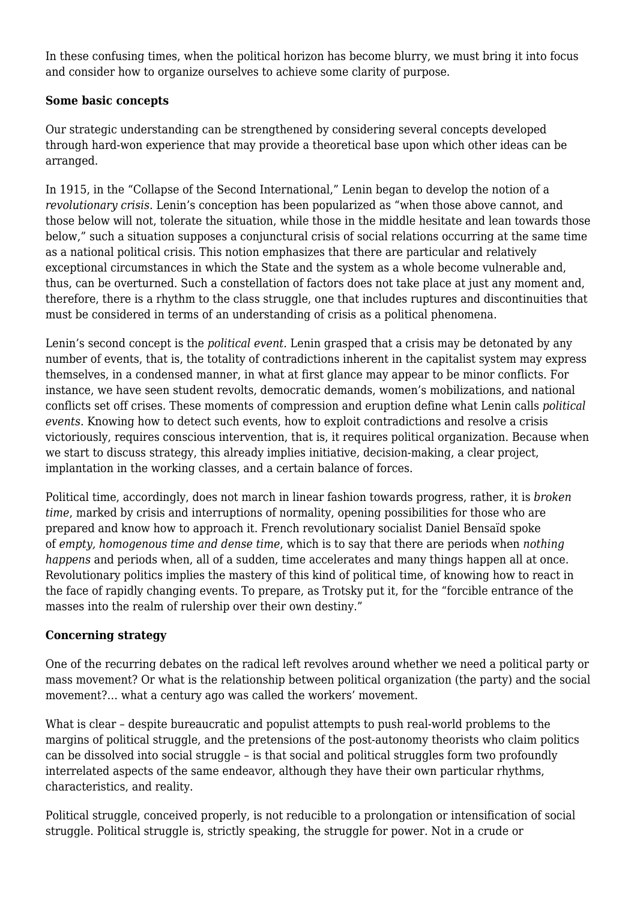In these confusing times, when the political horizon has become blurry, we must bring it into focus and consider how to organize ourselves to achieve some clarity of purpose.

**Some basic concepts**

Our strategic understanding can be strengthened by considering several concepts developed through hard-won experience that may provide a theoretical base upon which other ideas can be arranged.

In 1915, in the "Collapse of the Second International," Lenin began to develop the notion of a *revolutionary crisis*. Lenin's conception has been popularized as "when those above cannot, and those below will not, tolerate the situation, while those in the middle hesitate and lean towards those below," such a situation supposes a conjunctural crisis of social relations occurring at the same time as a national political crisis. This notion emphasizes that there are particular and relatively exceptional circumstances in which the State and the system as a whole become vulnerable and, thus, can be overturned. Such a constellation of factors does not take place at just any moment and, therefore, there is a rhythm to the class struggle, one that includes ruptures and discontinuities that must be considered in terms of an understanding of crisis as a political phenomena.

Lenin's second concept is the *political event.* Lenin grasped that a crisis may be detonated by any number of events, that is, the totality of contradictions inherent in the capitalist system may express themselves, in a condensed manner, in what at first glance may appear to be minor conflicts. For instance, we have seen student revolts, democratic demands, women's mobilizations, and national conflicts set off crises. These moments of compression and eruption define what Lenin calls *political events*. Knowing how to detect such events, how to exploit contradictions and resolve a crisis victoriously, requires conscious intervention, that is, it requires political organization. Because when we start to discuss strategy, this already implies initiative, decision-making, a clear project, implantation in the working classes, and a certain balance of forces.

Political time, accordingly, does not march in linear fashion towards progress, rather, it is *broken time*, marked by crisis and interruptions of normality, opening possibilities for those who are prepared and know how to approach it. French revolutionary socialist Daniel Bensaïd spoke of *empty, homogenous time and dense time*, which is to say that there are periods when *nothing happens* and periods when, all of a sudden, time accelerates and many things happen all at once. Revolutionary politics implies the mastery of this kind of political time, of knowing how to react in the face of rapidly changing events. To prepare, as Trotsky put it, for the "forcible entrance of the masses into the realm of rulership over their own destiny."

**Concerning strategy**

One of the recurring debates on the radical left revolves around whether we need a political party or mass movement? Or what is the relationship between political organization (the party) and the social movement?... what a century ago was called the workers' movement.

What is clear – despite bureaucratic and populist attempts to push real-world problems to the margins of political struggle, and the pretensions of the post-autonomy theorists who claim politics can be dissolved into social struggle – is that social and political struggles form two profoundly interrelated aspects of the same endeavor, although they have their own particular rhythms, characteristics, and reality.

Political struggle, conceived properly, is not reducible to a prolongation or intensification of social struggle. Political struggle is, strictly speaking, the struggle for power. Not in a crude or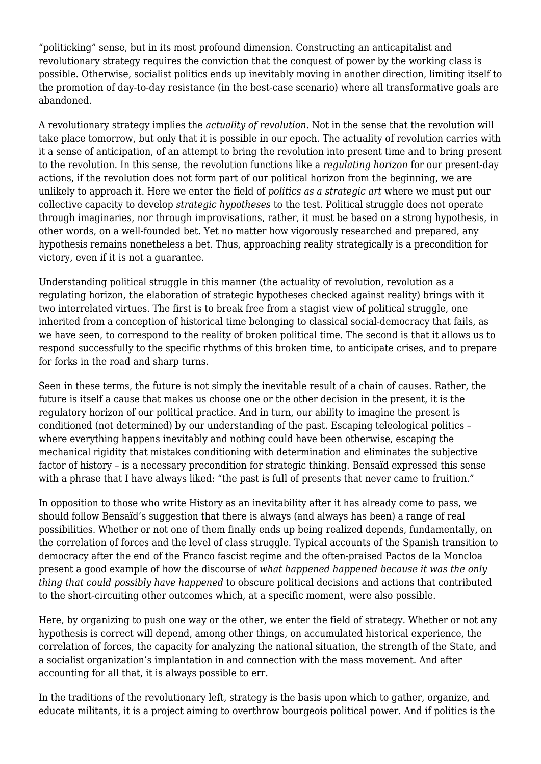"politicking" sense, but in its most profound dimension. Constructing an anticapitalist and revolutionary strategy requires the conviction that the conquest of power by the working class is possible. Otherwise, socialist politics ends up inevitably moving in another direction, limiting itself to the promotion of day-to-day resistance (in the best-case scenario) where all transformative goals are abandoned.

A revolutionary strategy implies the *actuality of revolution*. Not in the sense that the revolution will take place tomorrow, but only that it is possible in our epoch. The actuality of revolution carries with it a sense of anticipation, of an attempt to bring the revolution into present time and to bring present to the revolution. In this sense, the revolution functions like a *regulating horizon* for our present-day actions, if the revolution does not form part of our political horizon from the beginning, we are unlikely to approach it. Here we enter the field of *politics as a strategic art* where we must put our collective capacity to develop *strategic hypotheses* to the test. Political struggle does not operate through imaginaries, nor through improvisations, rather, it must be based on a strong hypothesis, in other words, on a well-founded bet. Yet no matter how vigorously researched and prepared, any hypothesis remains nonetheless a bet. Thus, approaching reality strategically is a precondition for victory, even if it is not a guarantee.

Understanding political struggle in this manner (the actuality of revolution, revolution as a regulating horizon, the elaboration of strategic hypotheses checked against reality) brings with it two interrelated virtues. The first is to break free from a stagist view of political struggle, one inherited from a conception of historical time belonging to classical social-democracy that fails, as we have seen, to correspond to the reality of broken political time. The second is that it allows us to respond successfully to the specific rhythms of this broken time, to anticipate crises, and to prepare for forks in the road and sharp turns.

Seen in these terms, the future is not simply the inevitable result of a chain of causes. Rather, the future is itself a cause that makes us choose one or the other decision in the present, it is the regulatory horizon of our political practice. And in turn, our ability to imagine the present is conditioned (not determined) by our understanding of the past. Escaping teleological politics – where everything happens inevitably and nothing could have been otherwise, escaping the mechanical rigidity that mistakes conditioning with determination and eliminates the subjective factor of history – is a necessary precondition for strategic thinking. Bensaïd expressed this sense with a phrase that I have always liked: "the past is full of presents that never came to fruition."

In opposition to those who write History as an inevitability after it has already come to pass, we should follow Bensaïd's suggestion that there is always (and always has been) a range of real possibilities. Whether or not one of them finally ends up being realized depends, fundamentally, on the correlation of forces and the level of class struggle. Typical accounts of the Spanish transition to democracy after the end of the Franco fascist regime and the often-praised Pactos de la Moncloa present a good example of how the discourse of *what happened happened because it was the only thing that could possibly have happened* to obscure political decisions and actions that contributed to the short-circuiting other outcomes which, at a specific moment, were also possible.

Here, by organizing to push one way or the other, we enter the field of strategy. Whether or not any hypothesis is correct will depend, among other things, on accumulated historical experience, the correlation of forces, the capacity for analyzing the national situation, the strength of the State, and a socialist organization's implantation in and connection with the mass movement. And after accounting for all that, it is always possible to err.

In the traditions of the revolutionary left, strategy is the basis upon which to gather, organize, and educate militants, it is a project aiming to overthrow bourgeois political power. And if politics is the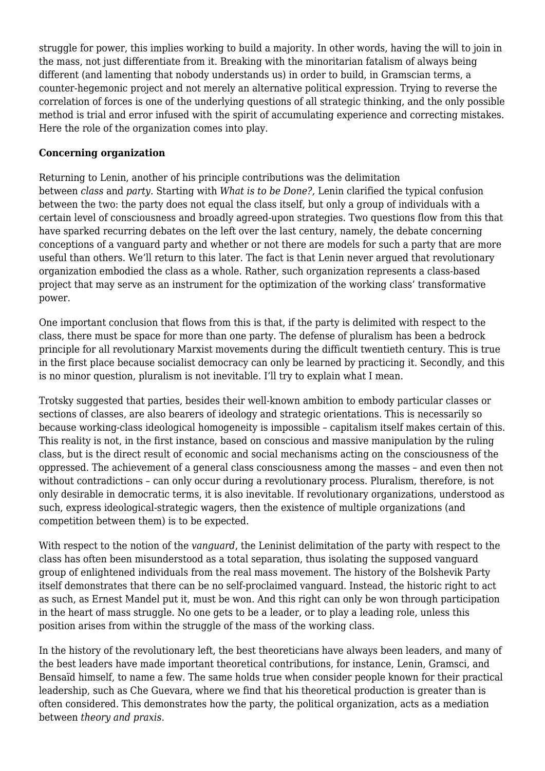struggle for power, this implies working to build a majority. In other words, having the will to join in the mass, not just differentiate from it. Breaking with the minoritarian fatalism of always being different (and lamenting that nobody understands us) in order to build, in Gramscian terms, a counter-hegemonic project and not merely an alternative political expression. Trying to reverse the correlation of forces is one of the underlying questions of all strategic thinking, and the only possible method is trial and error infused with the spirit of accumulating experience and correcting mistakes. Here the role of the organization comes into play.

**Concerning organization**

Returning to Lenin, another of his principle contributions was the delimitation between *class* and *party.* Starting with *What is to be Done?,* Lenin clarified the typical confusion between the two: the party does not equal the class itself, but only a group of individuals with a certain level of consciousness and broadly agreed-upon strategies. Two questions flow from this that have sparked recurring debates on the left over the last century, namely, the debate concerning conceptions of a vanguard party and whether or not there are models for such a party that are more useful than others. We'll return to this later. The fact is that Lenin never argued that revolutionary organization embodied the class as a whole. Rather, such organization represents a class-based project that may serve as an instrument for the optimization of the working class' transformative power.

One important conclusion that flows from this is that, if the party is delimited with respect to the class, there must be space for more than one party. The defense of pluralism has been a bedrock principle for all revolutionary Marxist movements during the difficult twentieth century. This is true in the first place because socialist democracy can only be learned by practicing it. Secondly, and this is no minor question, pluralism is not inevitable. I'll try to explain what I mean.

Trotsky suggested that parties, besides their well-known ambition to embody particular classes or sections of classes, are also bearers of ideology and strategic orientations. This is necessarily so because working-class ideological homogeneity is impossible – capitalism itself makes certain of this. This reality is not, in the first instance, based on conscious and massive manipulation by the ruling class, but is the direct result of economic and social mechanisms acting on the consciousness of the oppressed. The achievement of a general class consciousness among the masses – and even then not without contradictions – can only occur during a revolutionary process. Pluralism, therefore, is not only desirable in democratic terms, it is also inevitable. If revolutionary organizations, understood as such, express ideological-strategic wagers, then the existence of multiple organizations (and competition between them) is to be expected.

With respect to the notion of the *vanguard*, the Leninist delimitation of the party with respect to the class has often been misunderstood as a total separation, thus isolating the supposed vanguard group of enlightened individuals from the real mass movement. The history of the Bolshevik Party itself demonstrates that there can be no self-proclaimed vanguard. Instead, the historic right to act as such, as Ernest Mandel put it, must be won. And this right can only be won through participation in the heart of mass struggle. No one gets to be a leader, or to play a leading role, unless this position arises from within the struggle of the mass of the working class.

In the history of the revolutionary left, the best theoreticians have always been leaders, and many of the best leaders have made important theoretical contributions, for instance, Lenin, Gramsci, and Bensaïd himself, to name a few. The same holds true when consider people known for their practical leadership, such as Che Guevara, where we find that his theoretical production is greater than is often considered. This demonstrates how the party, the political organization, acts as a mediation between *theory and praxis*.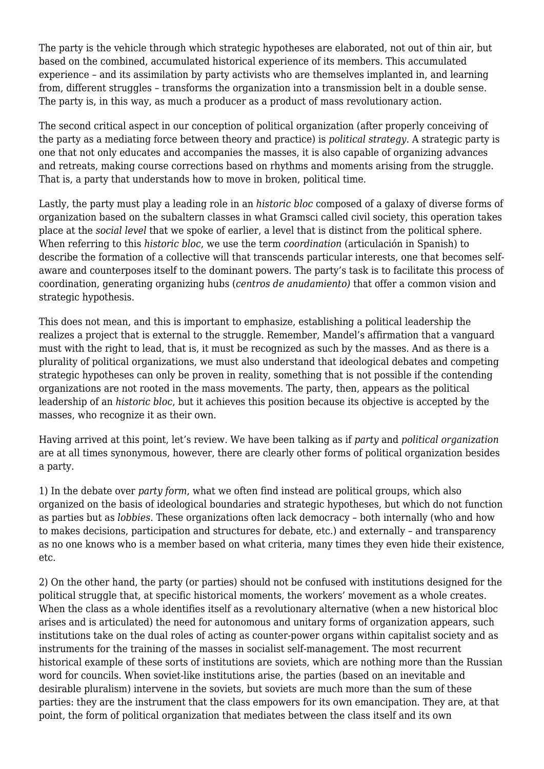The party is the vehicle through which strategic hypotheses are elaborated, not out of thin air, but based on the combined, accumulated historical experience of its members. This accumulated experience – and its assimilation by party activists who are themselves implanted in, and learning from, different struggles – transforms the organization into a transmission belt in a double sense. The party is, in this way, as much a producer as a product of mass revolutionary action.

The second critical aspect in our conception of political organization (after properly conceiving of the party as a mediating force between theory and practice) is *political strategy*. A strategic party is one that not only educates and accompanies the masses, it is also capable of organizing advances and retreats, making course corrections based on rhythms and moments arising from the struggle. That is, a party that understands how to move in broken, political time.

Lastly, the party must play a leading role in an *historic bloc* composed of a galaxy of diverse forms of organization based on the subaltern classes in what Gramsci called civil society, this operation takes place at the *social level* that we spoke of earlier, a level that is distinct from the political sphere. When referring to this *historic bloc*, we use the term *coordination* (articulación in Spanish) to describe the formation of a collective will that transcends particular interests, one that becomes self-aware and counterposes itself to the dominant powers. The party's task is to facilitate this process of coordination, generating organizing hubs (*centros de anudamiento)* that offer a common vision and strategic hypothesis.

This does not mean, and this is important to emphasize, establishing a political leadership the realizes a project that is external to the struggle. Remember, Mandel's affirmation that a vanguard must with the right to lead, that is, it must be recognized as such by the masses. And as there is a plurality of political organizations, we must also understand that ideological debates and competing strategic hypotheses can only be proven in reality, something that is not possible if the contending organizations are not rooted in the mass movements. The party, then, appears as the political leadership of an *historic bloc*, but it achieves this position because its objective is accepted by the masses, who recognize it as their own.

Having arrived at this point, let's review. We have been talking as if *party* and *political organization* are at all times synonymous, however, there are clearly other forms of political organization besides a party.

1) In the debate over *party form*, what we often find instead are political groups, which also organized on the basis of ideological boundaries and strategic hypotheses, but which do not function as parties but as *lobbies*. These organizations often lack democracy – both internally (who and how to makes decisions, participation and structures for debate, etc.) and externally – and transparency as no one knows who is a member based on what criteria, many times they even hide their existence, etc.

2) On the other hand, the party (or parties) should not be confused with institutions designed for the political struggle that, at specific historical moments, the workers' movement as a whole creates. When the class as a whole identifies itself as a revolutionary alternative (when a new historical bloc arises and is articulated) the need for autonomous and unitary forms of organization appears, such institutions take on the dual roles of acting as counter-power organs within capitalist society and as instruments for the training of the masses in socialist self-management. The most recurrent historical example of these sorts of institutions are soviets, which are nothing more than the Russian word for councils. When soviet-like institutions arise, the parties (based on an inevitable and desirable pluralism) intervene in the soviets, but soviets are much more than the sum of these parties: they are the instrument that the class empowers for its own emancipation. They are, at that point, the form of political organization that mediates between the class itself and its own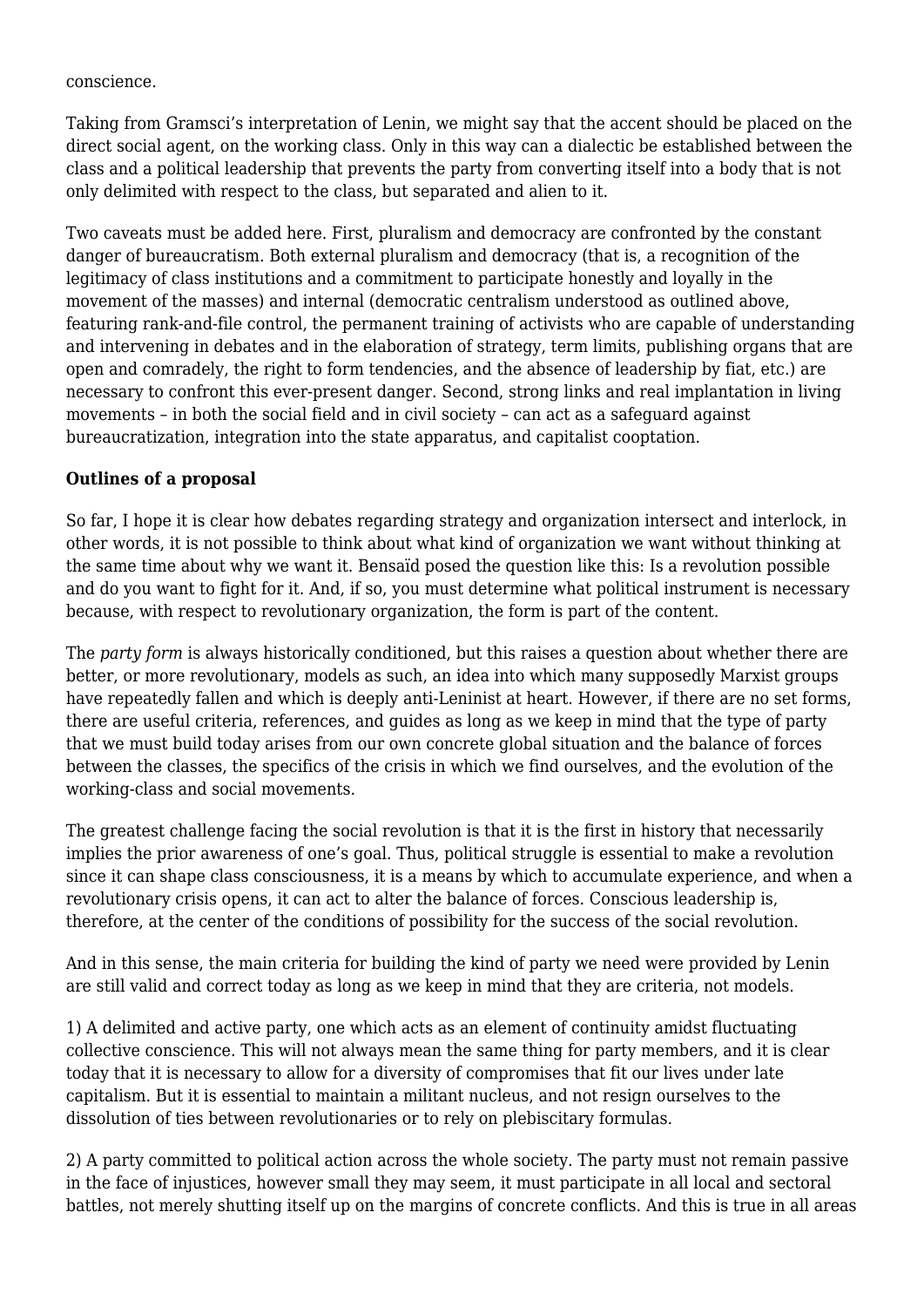conscience.

Taking from Gramsci's interpretation of Lenin, we might say that the accent should be placed on the direct social agent, on the working class. Only in this way can a dialectic be established between the class and a political leadership that prevents the party from converting itself into a body that is not only delimited with respect to the class, but separated and alien to it.

Two caveats must be added here. First, pluralism and democracy are confronted by the constant danger of bureaucratism. Both external pluralism and democracy (that is, a recognition of the legitimacy of class institutions and a commitment to participate honestly and loyally in the movement of the masses) and internal (democratic centralism understood as outlined above, featuring rank-and-file control, the permanent training of activists who are capable of understanding and intervening in debates and in the elaboration of strategy, term limits, publishing organs that are open and comradely, the right to form tendencies, and the absence of leadership by fiat, etc.) are necessary to confront this ever-present danger. Second, strong links and real implantation in living movements – in both the social field and in civil society – can act as a safeguard against bureaucratization, integration into the state apparatus, and capitalist cooptation.

**Outlines of a proposal**

So far, I hope it is clear how debates regarding strategy and organization intersect and interlock, in other words, it is not possible to think about what kind of organization we want without thinking at the same time about why we want it. Bensaïd posed the question like this: Is a revolution possible and do you want to fight for it. And, if so, you must determine what political instrument is necessary because, with respect to revolutionary organization, the form is part of the content.

The *party form* is always historically conditioned, but this raises a question about whether there are better, or more revolutionary, models as such, an idea into which many supposedly Marxist groups have repeatedly fallen and which is deeply anti-Leninist at heart. However, if there are no set forms, there are useful criteria, references, and guides as long as we keep in mind that the type of party that we must build today arises from our own concrete global situation and the balance of forces between the classes, the specifics of the crisis in which we find ourselves, and the evolution of the working-class and social movements.

The greatest challenge facing the social revolution is that it is the first in history that necessarily implies the prior awareness of one's goal. Thus, political struggle is essential to make a revolution since it can shape class consciousness, it is a means by which to accumulate experience, and when a revolutionary crisis opens, it can act to alter the balance of forces. Conscious leadership is, therefore, at the center of the conditions of possibility for the success of the social revolution.

And in this sense, the main criteria for building the kind of party we need were provided by Lenin are still valid and correct today as long as we keep in mind that they are criteria, not models.

1) A delimited and active party, one which acts as an element of continuity amidst fluctuating collective conscience. This will not always mean the same thing for party members, and it is clear today that it is necessary to allow for a diversity of compromises that fit our lives under late capitalism. But it is essential to maintain a militant nucleus, and not resign ourselves to the dissolution of ties between revolutionaries or to rely on plebiscitary formulas.

2) A party committed to political action across the whole society. The party must not remain passive in the face of injustices, however small they may seem, it must participate in all local and sectoral battles, not merely shutting itself up on the margins of concrete conflicts. And this is true in all areas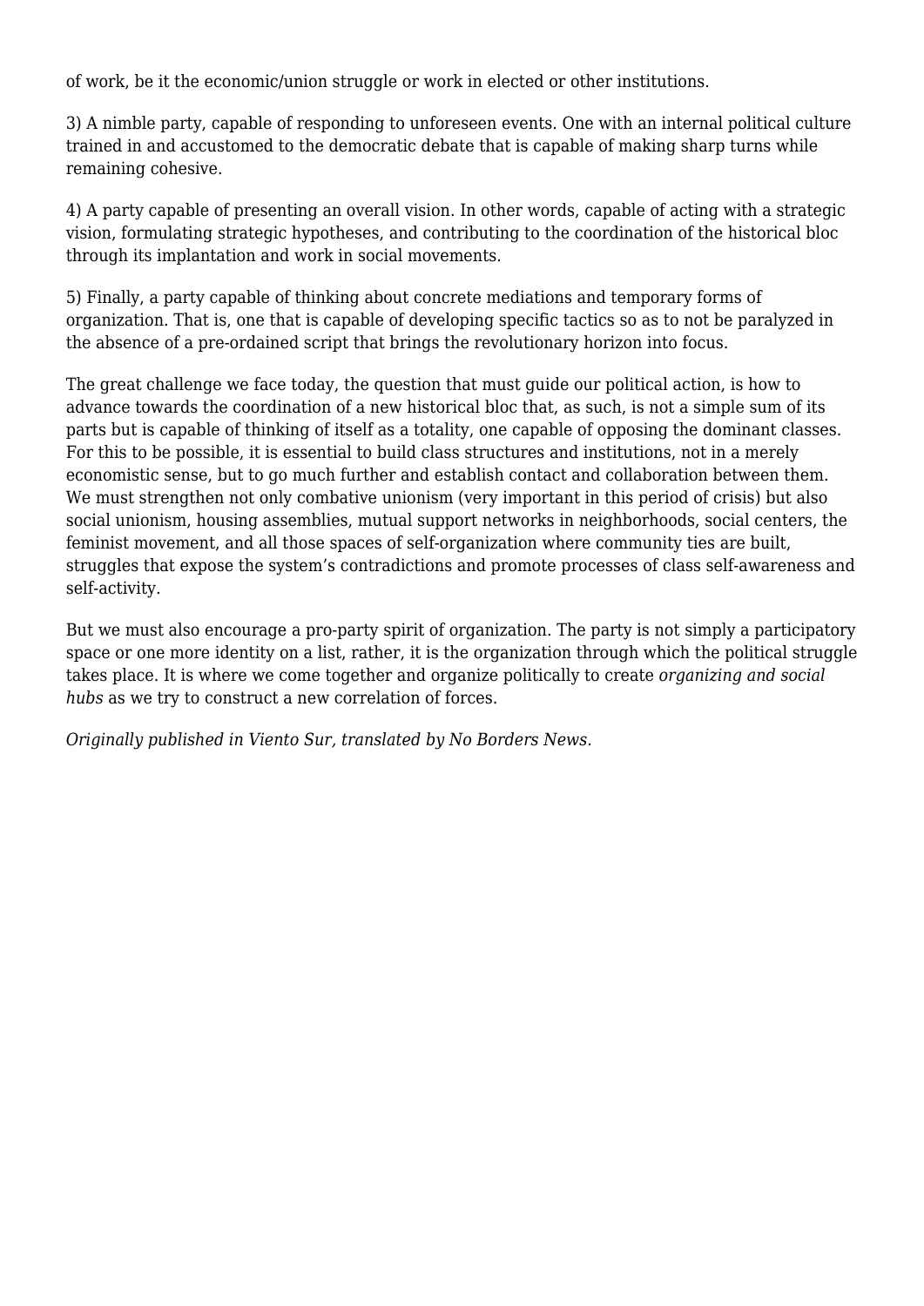of work, be it the economic/union struggle or work in elected or other institutions.

3) A nimble party, capable of responding to unforeseen events. One with an internal political culture trained in and accustomed to the democratic debate that is capable of making sharp turns while remaining cohesive.

4) A party capable of presenting an overall vision. In other words, capable of acting with a strategic vision, formulating strategic hypotheses, and contributing to the coordination of the historical bloc through its implantation and work in social movements.

5) Finally, a party capable of thinking about concrete mediations and temporary forms of organization. That is, one that is capable of developing specific tactics so as to not be paralyzed in the absence of a pre-ordained script that brings the revolutionary horizon into focus.

The great challenge we face today, the question that must guide our political action, is how to advance towards the coordination of a new historical bloc that, as such, is not a simple sum of its parts but is capable of thinking of itself as a totality, one capable of opposing the dominant classes. For this to be possible, it is essential to build class structures and institutions, not in a merely economistic sense, but to go much further and establish contact and collaboration between them. We must strengthen not only combative unionism (very important in this period of crisis) but also social unionism, housing assemblies, mutual support networks in neighborhoods, social centers, the feminist movement, and all those spaces of self-organization where community ties are built, struggles that expose the system's contradictions and promote processes of class self-awareness and self-activity.

But we must also encourage a pro-party spirit of organization. The party is not simply a participatory space or one more identity on a list, rather, it is the organization through which the political struggle takes place. It is where we come together and organize politically to create *organizing and social hubs* as we try to construct a new correlation of forces.

*Originally published in Viento Sur, translated by No Borders News.*